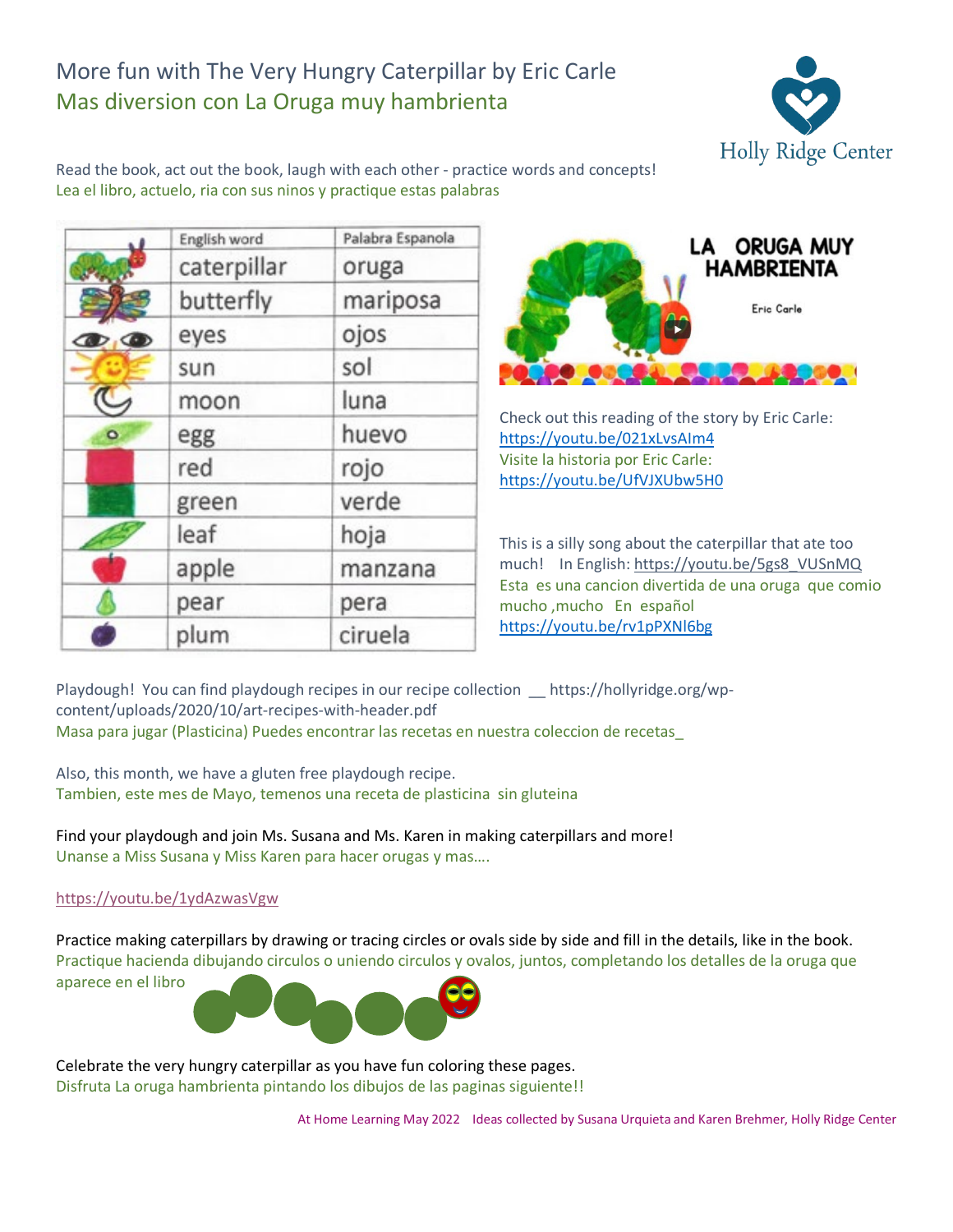# More fun with The Very Hungry Caterpillar by Eric Carle
## Mas diversion con La Oruga muy hambrienta

Read the book, act out the book, laugh with each other - practice words and concepts!
Lea el libro, actuelo, ria con sus ninos y practique estas palabras

| | English word | Palabra Espanola |
|---|---|---|
| | caterpillar | oruga |
| | butterfly | mariposa |
| | eyes | ojos |
| | sun | sol |
| | moon | luna |
| | egg | huevo |
| | red | rojo |
| | green | verde |
| | leaf | hoja |
| | apple | manzana |
| | pear | pera |
| | plum | ciruela |

Check out this reading of the story by Eric Carle: https://youtu.be/021xLvsAIm4
Visite la historia por Eric Carle: https://youtu.be/UfVJXUbw5H0

This is a silly song about the caterpillar that ate too much! In English: https://youtu.be/5gs8_VUSnMQ
Esta es una cancion divertida de una oruga que comio mucho ,mucho En español https://youtu.be/rv1pPXNl6bg

Playdough! You can find playdough recipes in our recipe collection __ https://hollyridge.org/wp-content/uploads/2020/10/art-recipes-with-header.pdf
Masa para jugar (Plasticina) Puedes encontrar las recetas en nuestra coleccion de recetas_

Also, this month, we have a gluten free playdough recipe.
Tambien, este mes de Mayo, temenos una receta de plasticina sin gluteina

Find your playdough and join Ms. Susana and Ms. Karen in making caterpillars and more!
Unanse a Miss Susana y Miss Karen para hacer orugas y mas….

https://youtu.be/1ydAzwasVgw

Practice making caterpillars by drawing or tracing circles or ovals side by side and fill in the details, like in the book.
Practique hacienda dibujando circulos o uniendo circulos y ovalos, juntos, completando los detalles de la oruga que aparece en el libro

Celebrate the very hungry caterpillar as you have fun coloring these pages.
Disfruta La oruga hambrienta pintando los dibujos de las paginas siguiente!!

At Home Learning May 2022 Ideas collected by Susana Urquieta and Karen Brehmer, Holly Ridge Center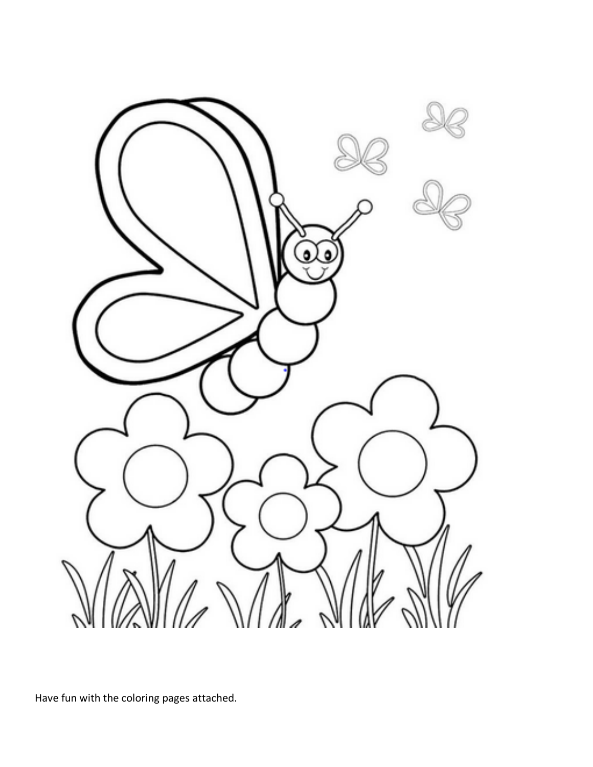Have fun with the coloring pages attached.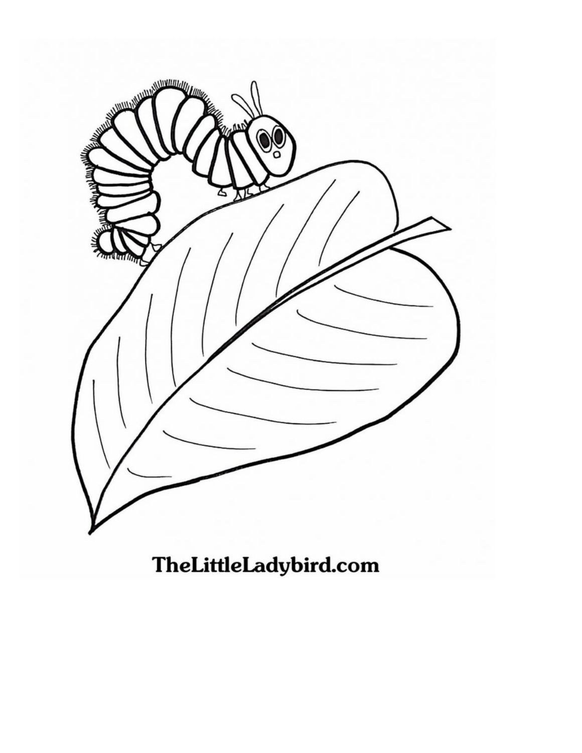TheLittleLadybird.com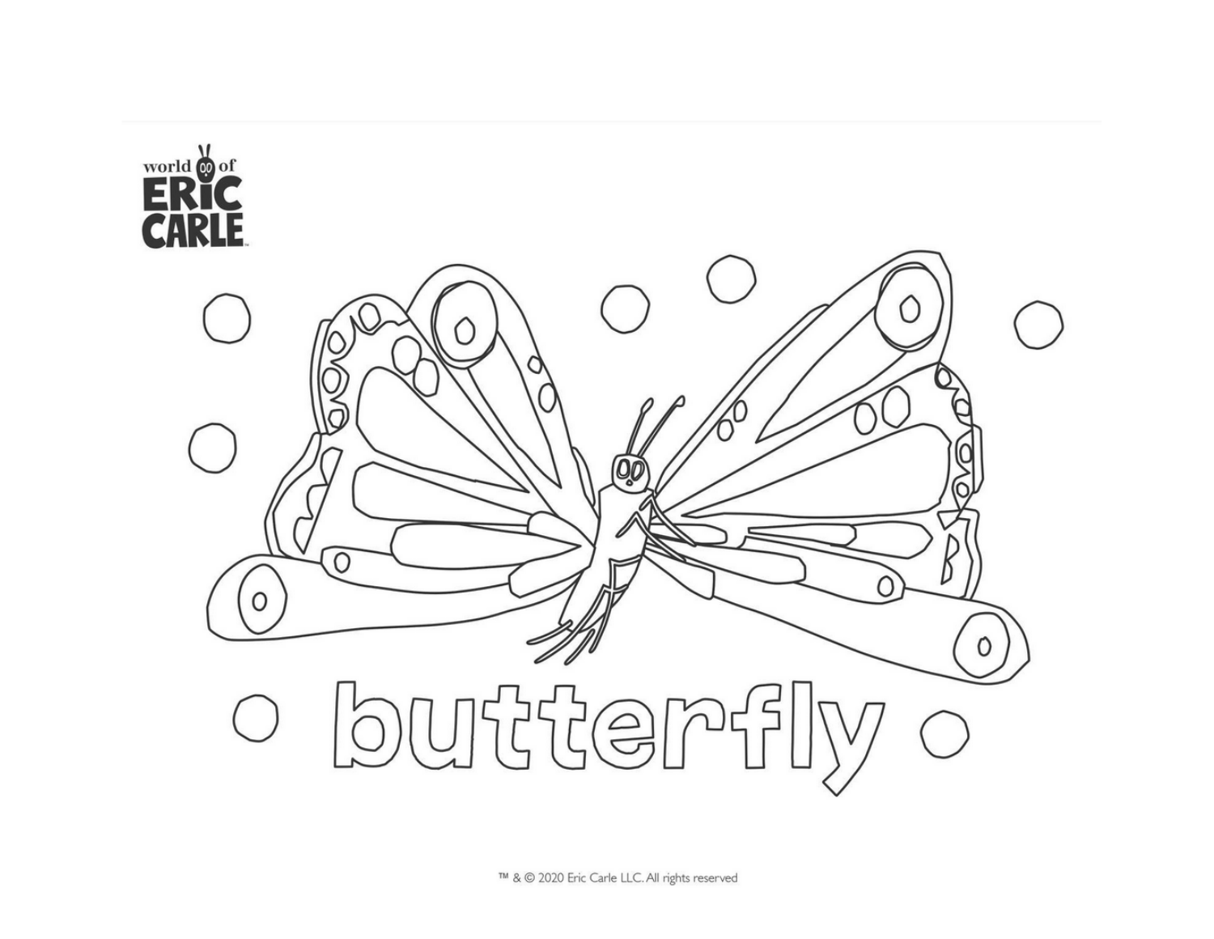world of ERIC CARLE

butterfly

™ & © 2020 Eric Carle LLC. All rights reserved